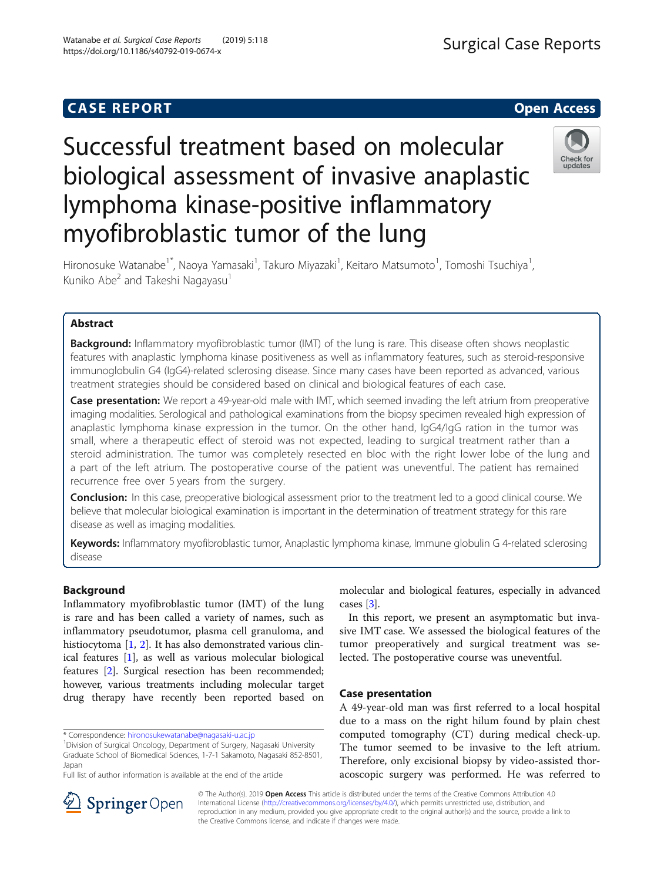CASE REPORT

Open Access

# Successful treatment based on molecular biological assessment of invasive anaplastic lymphoma kinase-positive inflammatory myofibroblastic tumor of the lung

Hironosuke Watanabe[1*], Naoya Yamasaki[1], Takuro Miyazaki[1], Keitaro Matsumoto[1], Tomoshi Tsuchiya[1], Kuniko Abe[2] and Takeshi Nagayasu[1]

## Abstract

**Background:** Inflammatory myofibroblastic tumor (IMT) of the lung is rare. This disease often shows neoplastic features with anaplastic lymphoma kinase positiveness as well as inflammatory features, such as steroid-responsive immunoglobulin G4 (IgG4)-related sclerosing disease. Since many cases have been reported as advanced, various treatment strategies should be considered based on clinical and biological features of each case.

**Case presentation:** We report a 49-year-old male with IMT, which seemed invading the left atrium from preoperative imaging modalities. Serological and pathological examinations from the biopsy specimen revealed high expression of anaplastic lymphoma kinase expression in the tumor. On the other hand, IgG4/IgG ration in the tumor was small, where a therapeutic effect of steroid was not expected, leading to surgical treatment rather than a steroid administration. The tumor was completely resected en bloc with the right lower lobe of the lung and a part of the left atrium. The postoperative course of the patient was uneventful. The patient has remained recurrence free over 5 years from the surgery.

**Conclusion:** In this case, preoperative biological assessment prior to the treatment led to a good clinical course. We believe that molecular biological examination is important in the determination of treatment strategy for this rare disease as well as imaging modalities.

**Keywords:** Inflammatory myofibroblastic tumor, Anaplastic lymphoma kinase, Immune globulin G 4-related sclerosing disease

## Background

Inflammatory myofibroblastic tumor (IMT) of the lung is rare and has been called a variety of names, such as inflammatory pseudotumor, plasma cell granuloma, and histiocytoma [1, 2]. It has also demonstrated various clinical features [1], as well as various molecular biological features [2]. Surgical resection has been recommended; however, various treatments including molecular target drug therapy have recently been reported based on molecular and biological features, especially in advanced cases [3].

In this report, we present an asymptomatic but invasive IMT case. We assessed the biological features of the tumor preoperatively and surgical treatment was selected. The postoperative course was uneventful.

## Case presentation

A 49-year-old man was first referred to a local hospital due to a mass on the right hilum found by plain chest computed tomography (CT) during medical check-up. The tumor seemed to be invasive to the left atrium. Therefore, only excisional biopsy by video-assisted thoracoscopic surgery was performed. He was referred to

* Correspondence: hironosukewatanabe@nagasaki-u.ac.jp
[1]Division of Surgical Oncology, Department of Surgery, Nagasaki University Graduate School of Biomedical Sciences, 1-7-1 Sakamoto, Nagasaki 852-8501, Japan
Full list of author information is available at the end of the article

© The Author(s). 2019 **Open Access** This article is distributed under the terms of the Creative Commons Attribution 4.0 International License (http://creativecommons.org/licenses/by/4.0/), which permits unrestricted use, distribution, and reproduction in any medium, provided you give appropriate credit to the original author(s) and the source, provide a link to the Creative Commons license, and indicate if changes were made.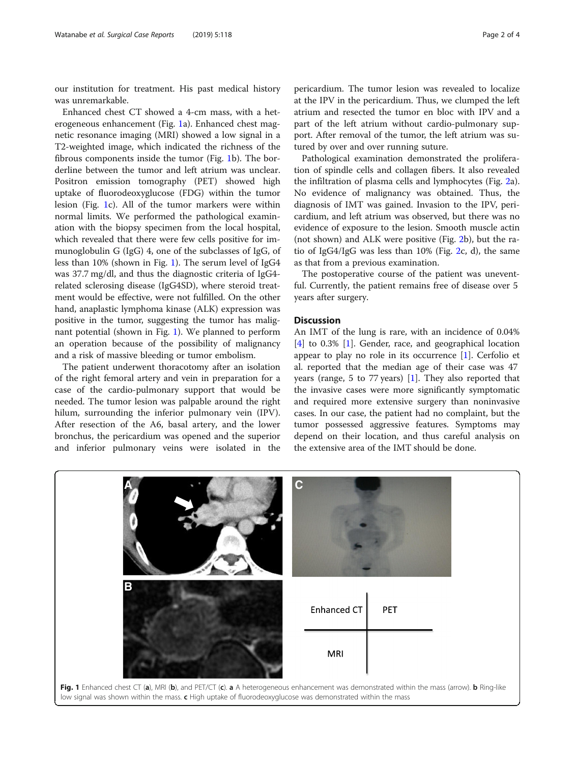our institution for treatment. His past medical history was unremarkable.

Enhanced chest CT showed a 4-cm mass, with a heterogeneous enhancement (Fig. 1a). Enhanced chest magnetic resonance imaging (MRI) showed a low signal in a T2-weighted image, which indicated the richness of the fibrous components inside the tumor (Fig. 1b). The borderline between the tumor and left atrium was unclear. Positron emission tomography (PET) showed high uptake of fluorodeoxyglucose (FDG) within the tumor lesion (Fig. 1c). All of the tumor markers were within normal limits. We performed the pathological examination with the biopsy specimen from the local hospital, which revealed that there were few cells positive for immunoglobulin G (IgG) 4, one of the subclasses of IgG, of less than 10% (shown in Fig. 1). The serum level of IgG4 was 37.7 mg/dl, and thus the diagnostic criteria of IgG4-related sclerosing disease (IgG4SD), where steroid treatment would be effective, were not fulfilled. On the other hand, anaplastic lymphoma kinase (ALK) expression was positive in the tumor, suggesting the tumor has malignant potential (shown in Fig. 1). We planned to perform an operation because of the possibility of malignancy and a risk of massive bleeding or tumor embolism.

The patient underwent thoracotomy after an isolation of the right femoral artery and vein in preparation for a case of the cardio-pulmonary support that would be needed. The tumor lesion was palpable around the right hilum, surrounding the inferior pulmonary vein (IPV). After resection of the A6, basal artery, and the lower bronchus, the pericardium was opened and the superior and inferior pulmonary veins were isolated in the pericardium. The tumor lesion was revealed to localize at the IPV in the pericardium. Thus, we clumped the left atrium and resected the tumor en bloc with IPV and a part of the left atrium without cardio-pulmonary support. After removal of the tumor, the left atrium was sutured by over and over running suture.

Pathological examination demonstrated the proliferation of spindle cells and collagen fibers. It also revealed the infiltration of plasma cells and lymphocytes (Fig. 2a). No evidence of malignancy was obtained. Thus, the diagnosis of IMT was gained. Invasion to the IPV, pericardium, and left atrium was observed, but there was no evidence of exposure to the lesion. Smooth muscle actin (not shown) and ALK were positive (Fig. 2b), but the ratio of IgG4/IgG was less than 10% (Fig. 2c, d), the same as that from a previous examination.

The postoperative course of the patient was uneventful. Currently, the patient remains free of disease over 5 years after surgery.

## Discussion

An IMT of the lung is rare, with an incidence of 0.04% [4] to 0.3% [1]. Gender, race, and geographical location appear to play no role in its occurrence [1]. Cerfolio et al. reported that the median age of their case was 47 years (range, 5 to 77 years) [1]. They also reported that the invasive cases were more significantly symptomatic and required more extensive surgery than noninvasive cases. In our case, the patient had no complaint, but the tumor possessed aggressive features. Symptoms may depend on their location, and thus careful analysis on the extensive area of the IMT should be done.

**Fig. 1** Enhanced chest CT (**a**), MRI (**b**), and PET/CT (**c**). **a** A heterogeneous enhancement was demonstrated within the mass (arrow). **b** Ring-like low signal was shown within the mass. **c** High uptake of fluorodeoxyglucose was demonstrated within the mass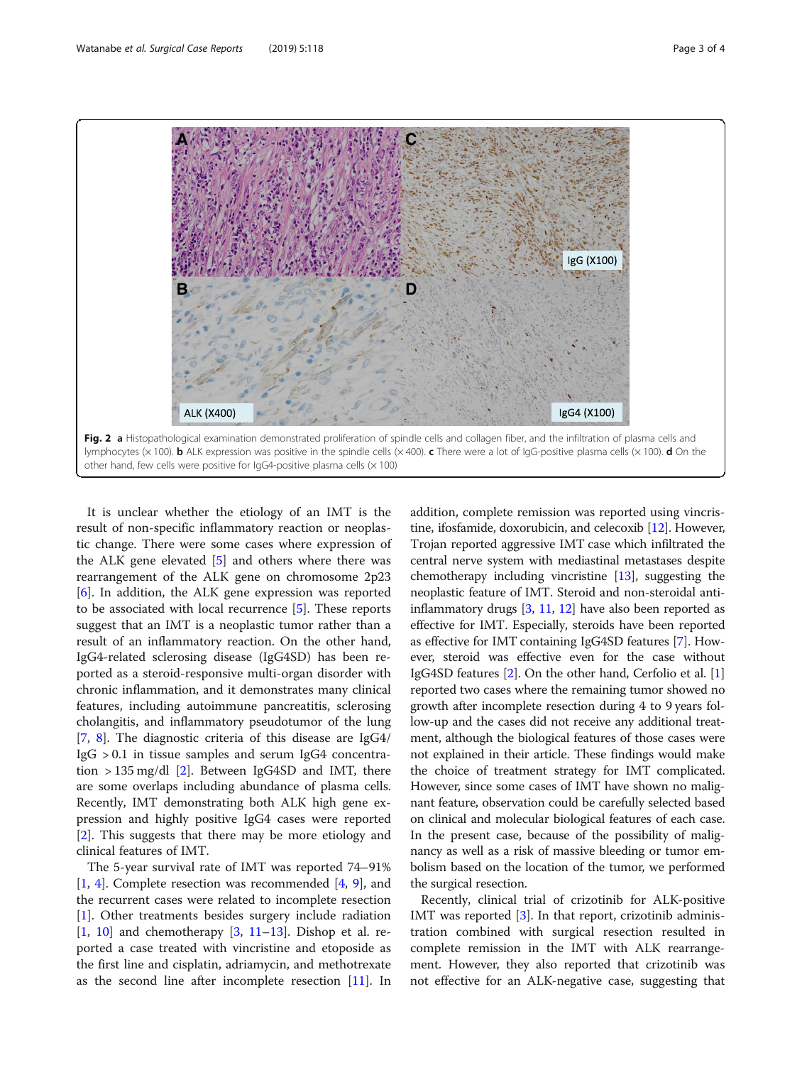Fig. 2 **a** Histopathological examination demonstrated proliferation of spindle cells and collagen fiber, and the infiltration of plasma cells and lymphocytes (× 100). **b** ALK expression was positive in the spindle cells (× 400). **c** There were a lot of IgG-positive plasma cells (× 100). **d** On the other hand, few cells were positive for IgG4-positive plasma cells (× 100)

It is unclear whether the etiology of an IMT is the result of non-specific inflammatory reaction or neoplastic change. There were some cases where expression of the ALK gene elevated [5] and others where there was rearrangement of the ALK gene on chromosome 2p23 [6]. In addition, the ALK gene expression was reported to be associated with local recurrence [5]. These reports suggest that an IMT is a neoplastic tumor rather than a result of an inflammatory reaction. On the other hand, IgG4-related sclerosing disease (IgG4SD) has been reported as a steroid-responsive multi-organ disorder with chronic inflammation, and it demonstrates many clinical features, including autoimmune pancreatitis, sclerosing cholangitis, and inflammatory pseudotumor of the lung [7, 8]. The diagnostic criteria of this disease are IgG4/IgG > 0.1 in tissue samples and serum IgG4 concentration > 135 mg/dl [2]. Between IgG4SD and IMT, there are some overlaps including abundance of plasma cells. Recently, IMT demonstrating both ALK high gene expression and highly positive IgG4 cases were reported [2]. This suggests that there may be more etiology and clinical features of IMT.

The 5-year survival rate of IMT was reported 74–91% [1, 4]. Complete resection was recommended [4, 9], and the recurrent cases were related to incomplete resection [1]. Other treatments besides surgery include radiation [1, 10] and chemotherapy [3, 11–13]. Dishop et al. reported a case treated with vincristine and etoposide as the first line and cisplatin, adriamycin, and methotrexate as the second line after incomplete resection [11]. In addition, complete remission was reported using vincristine, ifosfamide, doxorubicin, and celecoxib [12]. However, Trojan reported aggressive IMT case which infiltrated the central nerve system with mediastinal metastases despite chemotherapy including vincristine [13], suggesting the neoplastic feature of IMT. Steroid and non-steroidal anti-inflammatory drugs [3, 11, 12] have also been reported as effective for IMT. Especially, steroids have been reported as effective for IMT containing IgG4SD features [7]. However, steroid was effective even for the case without IgG4SD features [2]. On the other hand, Cerfolio et al. [1] reported two cases where the remaining tumor showed no growth after incomplete resection during 4 to 9 years follow-up and the cases did not receive any additional treatment, although the biological features of those cases were not explained in their article. These findings would make the choice of treatment strategy for IMT complicated. However, since some cases of IMT have shown no malignant feature, observation could be carefully selected based on clinical and molecular biological features of each case. In the present case, because of the possibility of malignancy as well as a risk of massive bleeding or tumor embolism based on the location of the tumor, we performed the surgical resection.

Recently, clinical trial of crizotinib for ALK-positive IMT was reported [3]. In that report, crizotinib administration combined with surgical resection resulted in complete remission in the IMT with ALK rearrangement. However, they also reported that crizotinib was not effective for an ALK-negative case, suggesting that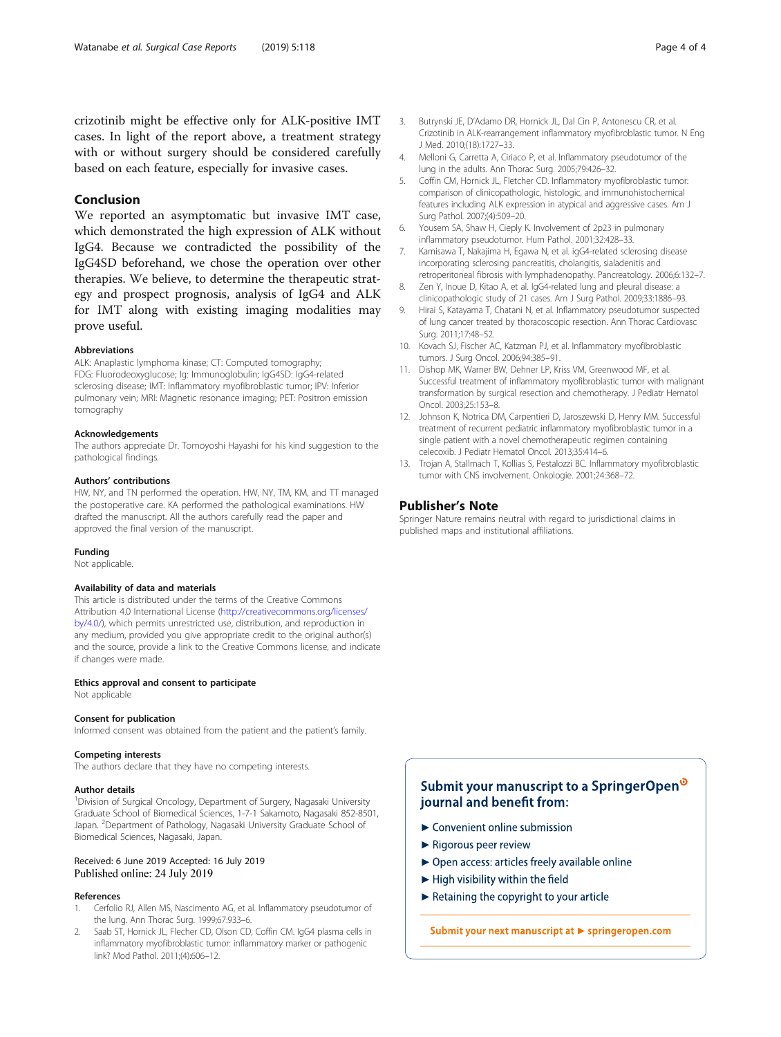crizotinib might be effective only for ALK-positive IMT cases. In light of the report above, a treatment strategy with or without surgery should be considered carefully based on each feature, especially for invasive cases.

## Conclusion

We reported an asymptomatic but invasive IMT case, which demonstrated the high expression of ALK without IgG4. Because we contradicted the possibility of the IgG4SD beforehand, we chose the operation over other therapies. We believe, to determine the therapeutic strategy and prospect prognosis, analysis of IgG4 and ALK for IMT along with existing imaging modalities may prove useful.

### Abbreviations

ALK: Anaplastic lymphoma kinase; CT: Computed tomography; FDG: Fluorodeoxyglucose; Ig: Immunoglobulin; IgG4SD: IgG4-related sclerosing disease; IMT: Inflammatory myofibroblastic tumor; IPV: Inferior pulmonary vein; MRI: Magnetic resonance imaging; PET: Positron emission tomography

### Acknowledgements

The authors appreciate Dr. Tomoyoshi Hayashi for his kind suggestion to the pathological findings.

### Authors' contributions

HW, NY, and TN performed the operation. HW, NY, TM, KM, and TT managed the postoperative care. KA performed the pathological examinations. HW drafted the manuscript. All the authors carefully read the paper and approved the final version of the manuscript.

### Funding

Not applicable.

### Availability of data and materials

This article is distributed under the terms of the Creative Commons Attribution 4.0 International License (http://creativecommons.org/licenses/by/4.0/), which permits unrestricted use, distribution, and reproduction in any medium, provided you give appropriate credit to the original author(s) and the source, provide a link to the Creative Commons license, and indicate if changes were made.

### Ethics approval and consent to participate

Not applicable

### Consent for publication

Informed consent was obtained from the patient and the patient's family.

### Competing interests

The authors declare that they have no competing interests.

### Author details

[1]Division of Surgical Oncology, Department of Surgery, Nagasaki University Graduate School of Biomedical Sciences, 1-7-1 Sakamoto, Nagasaki 852-8501, Japan. [2]Department of Pathology, Nagasaki University Graduate School of Biomedical Sciences, Nagasaki, Japan.

Received: 6 June 2019 Accepted: 16 July 2019
Published online: 24 July 2019

### References

1. Cerfolio RJ, Allen MS, Nascimento AG, et al. Inflammatory pseudotumor of the lung. Ann Thorac Surg. 1999;67:933–6.
2. Saab ST, Hornick JL, Flecher CD, Olson CD, Coffin CM. IgG4 plasma cells in inflammatory myofibroblastic tumor: inflammatory marker or pathogenic link? Mod Pathol. 2011;(4):606–12.
3. Butrynski JE, D'Adamo DR, Hornick JL, Dal Cin P, Antonescu CR, et al. Crizotinib in ALK-rearrangement inflammatory myofibroblastic tumor. N Eng J Med. 2010;(18):1727–33.
4. Melloni G, Carretta A, Ciriaco P, et al. Inflammatory pseudotumor of the lung in the adults. Ann Thorac Surg. 2005;79:426–32.
5. Coffin CM, Hornick JL, Fletcher CD. Inflammatory myofibroblastic tumor: comparison of clinicopathologic, histologic, and immunohistochemical features including ALK expression in atypical and aggressive cases. Am J Surg Pathol. 2007;(4):509–20.
6. Yousem SA, Shaw H, Cieply K. Involvement of 2p23 in pulmonary inflammatory pseudotumor. Hum Pathol. 2001;32:428–33.
7. Kamisawa T, Nakajima H, Egawa N, et al. igG4-related sclerosing disease incorporating sclerosing pancreatitis, cholangitis, sialadenitis and retroperitoneal fibrosis with lymphadenopathy. Pancreatology. 2006;6:132–7.
8. Zen Y, Inoue D, Kitao A, et al. IgG4-related lung and pleural disease: a clinicopathologic study of 21 cases. Am J Surg Pathol. 2009;33:1886–93.
9. Hirai S, Katayama T, Chatani N, et al. Inflammatory pseudotumor suspected of lung cancer treated by thoracoscopic resection. Ann Thorac Cardiovasc Surg. 2011;17:48–52.
10. Kovach SJ, Fischer AC, Katzman PJ, et al. Inflammatory myofibroblastic tumors. J Surg Oncol. 2006;94:385–91.
11. Dishop MK, Warner BW, Dehner LP, Kriss VM, Greenwood MF, et al. Successful treatment of inflammatory myofibroblastic tumor with malignant transformation by surgical resection and chemotherapy. J Pediatr Hematol Oncol. 2003;25:153–8.
12. Johnson K, Notrica DM, Carpentieri D, Jaroszewski D, Henry MM. Successful treatment of recurrent pediatric inflammatory myofibroblastic tumor in a single patient with a novel chemotherapeutic regimen containing celecoxib. J Pediatr Hematol Oncol. 2013;35:414–6.
13. Trojan A, Stallmach T, Kollias S, Pestalozzi BC. Inflammatory myofibroblastic tumor with CNS involvement. Onkologie. 2001;24:368–72.

## Publisher's Note

Springer Nature remains neutral with regard to jurisdictional claims in published maps and institutional affiliations.

**Submit your manuscript to a SpringerOpen journal and benefit from:**

- Convenient online submission
- Rigorous peer review
- Open access: articles freely available online
- High visibility within the field
- Retaining the copyright to your article

Submit your next manuscript at ► springeropen.com